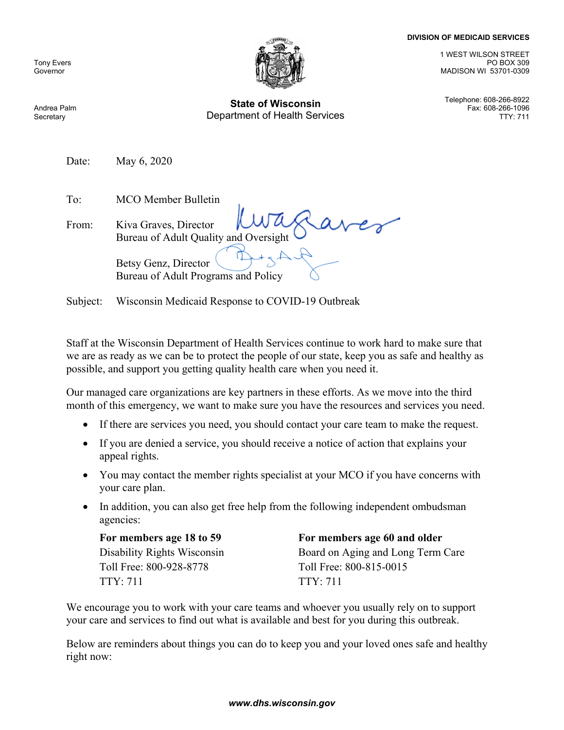Tony Evers
Governor

Andrea Palm
Secretary

**State of Wisconsin**
Department of Health Services

**DIVISION OF MEDICAID SERVICES**

1 WEST WILSON STREET
PO BOX 309
MADISON WI 53701-0309

Telephone: 608-266-8922
Fax: 608-266-1096
TTY: 711

Date: May 6, 2020

To: MCO Member Bulletin

From: Kiva Graves, Director
Bureau of Adult Quality and Oversight

Betsy Genz, Director
Bureau of Adult Programs and Policy

Subject: Wisconsin Medicaid Response to COVID-19 Outbreak

Staff at the Wisconsin Department of Health Services continue to work hard to make sure that we are as ready as we can be to protect the people of our state, keep you as safe and healthy as possible, and support you getting quality health care when you need it.

Our managed care organizations are key partners in these efforts. As we move into the third month of this emergency, we want to make sure you have the resources and services you need.

- If there are services you need, you should contact your care team to make the request.
- If you are denied a service, you should receive a notice of action that explains your appeal rights.
- You may contact the member rights specialist at your MCO if you have concerns with your care plan.
- In addition, you can also get free help from the following independent ombudsman agencies:

| **For members age 18 to 59** | **For members age 60 and older** |
|---|---|
| Disability Rights Wisconsin | Board on Aging and Long Term Care |
| Toll Free: 800-928-8778 | Toll Free: 800-815-0015 |
| TTY: 711 | TTY: 711 |

We encourage you to work with your care teams and whoever you usually rely on to support your care and services to find out what is available and best for you during this outbreak.

Below are reminders about things you can do to keep you and your loved ones safe and healthy right now:

***www.dhs.wisconsin.gov***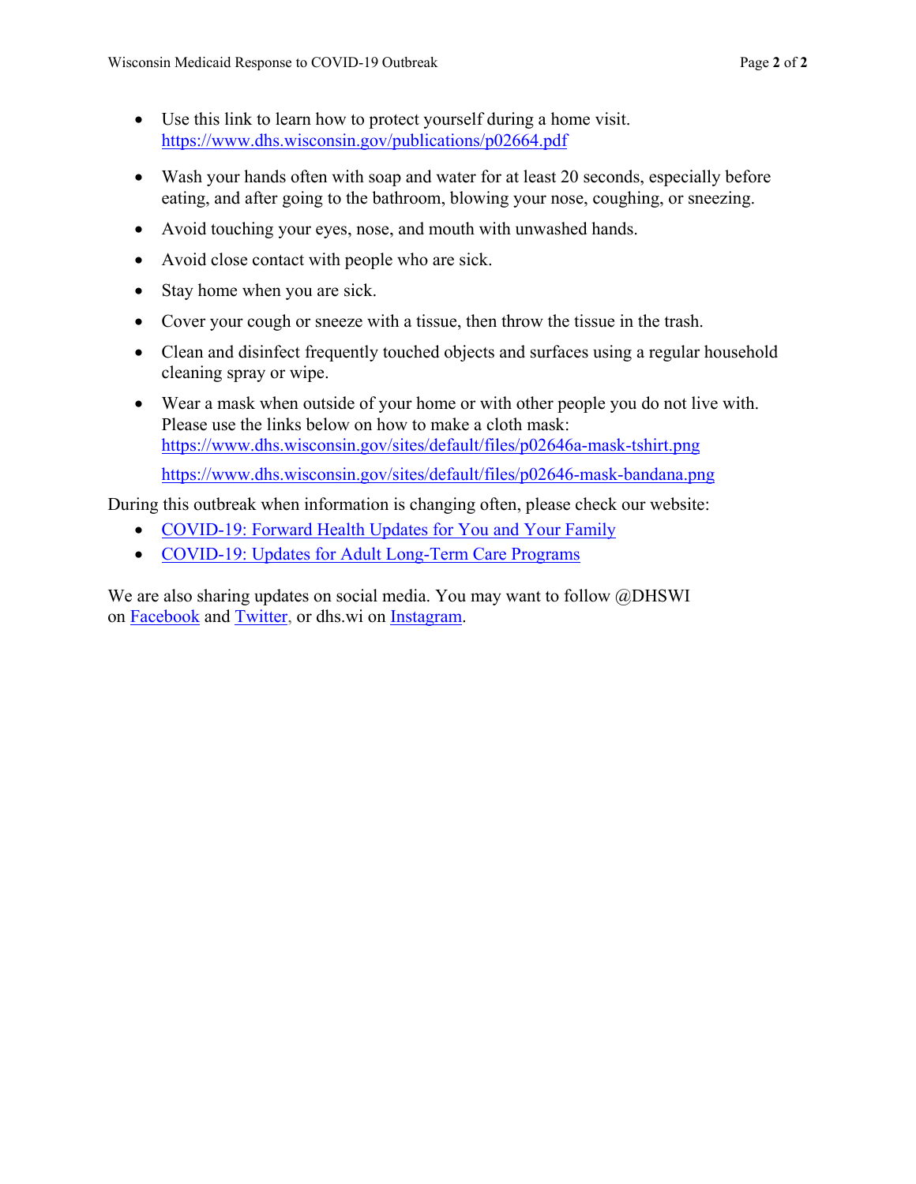- Use this link to learn how to protect yourself during a home visit. https://www.dhs.wisconsin.gov/publications/p02664.pdf
- Wash your hands often with soap and water for at least 20 seconds, especially before eating, and after going to the bathroom, blowing your nose, coughing, or sneezing.
- Avoid touching your eyes, nose, and mouth with unwashed hands.
- Avoid close contact with people who are sick.
- Stay home when you are sick.
- Cover your cough or sneeze with a tissue, then throw the tissue in the trash.
- Clean and disinfect frequently touched objects and surfaces using a regular household cleaning spray or wipe.
- Wear a mask when outside of your home or with other people you do not live with. Please use the links below on how to make a cloth mask:
  https://www.dhs.wisconsin.gov/sites/default/files/p02646a-mask-tshirt.png

  https://www.dhs.wisconsin.gov/sites/default/files/p02646-mask-bandana.png

During this outbreak when information is changing often, please check our website:

- COVID-19: Forward Health Updates for You and Your Family
- COVID-19: Updates for Adult Long-Term Care Programs

We are also sharing updates on social media. You may want to follow @DHSWI on Facebook and Twitter, or dhs.wi on Instagram.